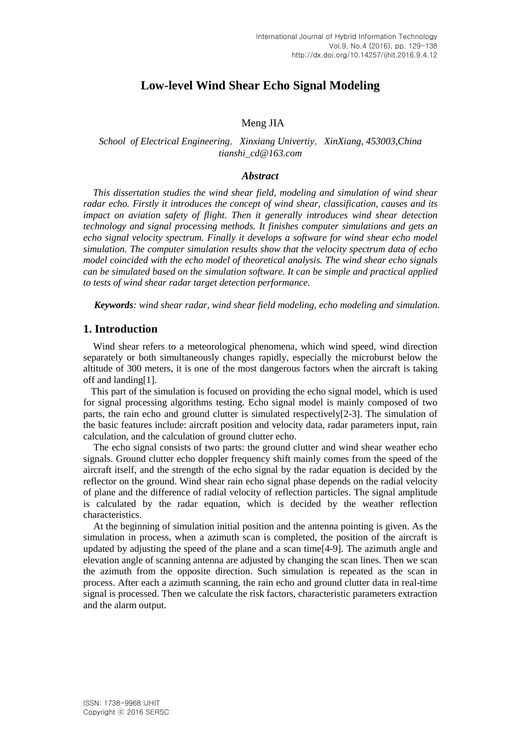# Low-level Wind Shear Echo Signal Modeling

Meng JIA

*School of Electrical Engineering, Xinxiang Univertiy, XinXiang, 453003,China*
*tianshi_cd@163.com*

### *Abstract*

*This dissertation studies the wind shear field, modeling and simulation of wind shear radar echo. Firstly it introduces the concept of wind shear, classification, causes and its impact on aviation safety of flight. Then it generally introduces wind shear detection technology and signal processing methods. It finishes computer simulations and gets an echo signal velocity spectrum. Finally it develops a software for wind shear echo model simulation. The computer simulation results show that the velocity spectrum data of echo model coincided with the echo model of theoretical analysis. The wind shear echo signals can be simulated based on the simulation software. It can be simple and practical applied to tests of wind shear radar target detection performance.*

***Keywords**: wind shear radar, wind shear field modeling, echo modeling and simulation.*

## 1. Introduction

Wind shear refers to a meteorological phenomena, which wind speed, wind direction separately or both simultaneously changes rapidly, especially the microburst below the altitude of 300 meters, it is one of the most dangerous factors when the aircraft is taking off and landing[1].

This part of the simulation is focused on providing the echo signal model, which is used for signal processing algorithms testing. Echo signal model is mainly composed of two parts, the rain echo and ground clutter is simulated respectively[2-3]. The simulation of the basic features include: aircraft position and velocity data, radar parameters input, rain calculation, and the calculation of ground clutter echo.

The echo signal consists of two parts: the ground clutter and wind shear weather echo signals. Ground clutter echo doppler frequency shift mainly comes from the speed of the aircraft itself, and the strength of the echo signal by the radar equation is decided by the reflector on the ground. Wind shear rain echo signal phase depends on the radial velocity of plane and the difference of radial velocity of reflection particles. The signal amplitude is calculated by the radar equation, which is decided by the weather reflection characteristics.

At the beginning of simulation initial position and the antenna pointing is given. As the simulation in process, when a azimuth scan is completed, the position of the aircraft is updated by adjusting the speed of the plane and a scan time[4-9]. The azimuth angle and elevation angle of scanning antenna are adjusted by changing the scan lines. Then we scan the azimuth from the opposite direction. Such simulation is repeated as the scan in process. After each a azimuth scanning, the rain echo and ground clutter data in real-time signal is processed. Then we calculate the risk factors, characteristic parameters extraction and the alarm output.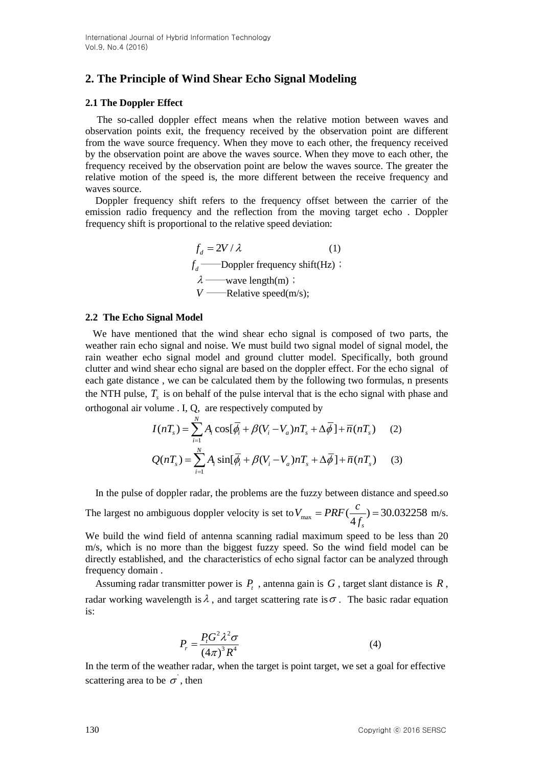## 2. The Principle of Wind Shear Echo Signal Modeling

### 2.1 The Doppler Effect

The so-called doppler effect means when the relative motion between waves and observation points exit, the frequency received by the observation point are different from the wave source frequency. When they move to each other, the frequency received by the observation point are above the waves source. When they move to each other, the frequency received by the observation point are below the waves source. The greater the relative motion of the speed is, the more different between the receive frequency and waves source.

Doppler frequency shift refers to the frequency offset between the carrier of the emission radio frequency and the reflection from the moving target echo . Doppler frequency shift is proportional to the relative speed deviation:

$$f_d = 2V / \lambda \tag{1}$$

$f_d$ ——Doppler frequency shift(Hz) ;

$\lambda$ ——wave length(m) ;

$V$ ——Relative speed(m/s);

### 2.2 The Echo Signal Model

We have mentioned that the wind shear echo signal is composed of two parts, the weather rain echo signal and noise. We must build two signal model of signal model, the rain weather echo signal model and ground clutter model. Specifically, both ground clutter and wind shear echo signal are based on the doppler effect. For the echo signal of each gate distance , we can be calculated them by the following two formulas, n presents the NTH pulse, $T_s$ is on behalf of the pulse interval that is the echo signal with phase and orthogonal air volume . I, Q, are respectively computed by

$$I(nT_s) = \sum_{i=1}^{N} A_i \cos[\overline{\phi}_i + \beta(V_i - V_a)nT_s + \Delta\overline{\phi}] + \overline{n}(nT_s) \tag{2}$$

$$Q(nT_s) = \sum_{i=1}^{N} A_i \sin[\overline{\phi}_i + \beta(V_i - V_a)nT_s + \Delta\overline{\phi}] + \overline{n}(nT_s) \tag{3}$$

In the pulse of doppler radar, the problems are the fuzzy between distance and speed.so The largest no ambiguous doppler velocity is set to $V_{\max} = PRF(\frac{c}{4f_s}) = 30.032258$ m/s. We build the wind field of antenna scanning radial maximum speed to be less than 20 m/s, which is no more than the biggest fuzzy speed. So the wind field model can be directly established, and the characteristics of echo signal factor can be analyzed through frequency domain .

Assuming radar transmitter power is $P_t$ , antenna gain is $G$ , target slant distance is $R$ , radar working wavelength is $\lambda$ , and target scattering rate is $\sigma$ . The basic radar equation is:

$$P_r = \frac{P_t G^2 \lambda^2 \sigma}{(4\pi)^3 R^4} \tag{4}$$

In the term of the weather radar, when the target is point target, we set a goal for effective scattering area to be $\sigma'$ , then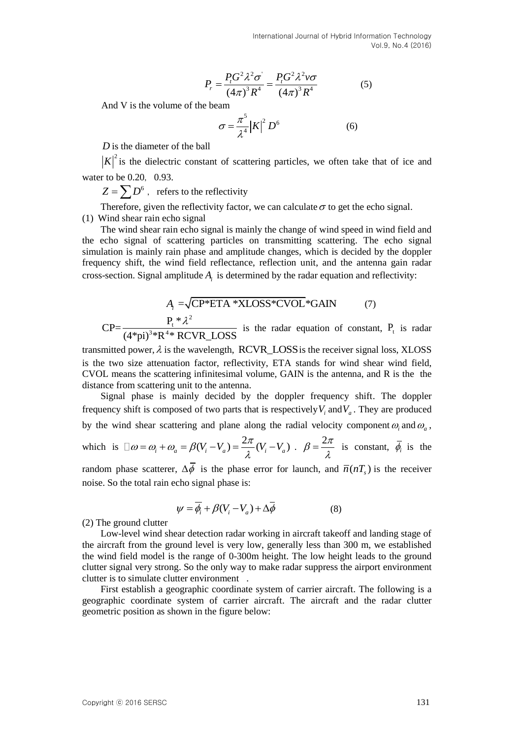$$P_r = \frac{P_t G^2 \lambda^2 \sigma^{'}}{(4\pi)^3 R^4} = \frac{P_t G^2 \lambda^2 v\sigma}{(4\pi)^3 R^4} \qquad (5)$$

And V is the volume of the beam

$$\sigma = \frac{\pi^5}{\lambda^4} |K|^2 D^6 \qquad (6)$$

$D$ is the diameter of the ball

$|K|^2$ is the dielectric constant of scattering particles, we often take that of ice and water to be 0.20, 0.93.

$Z = \sum D^6$ , refers to the reflectivity

Therefore, given the reflectivity factor, we can calculate $\sigma$ to get the echo signal.

(1) Wind shear rain echo signal

The wind shear rain echo signal is mainly the change of wind speed in wind field and the echo signal of scattering particles on transmitting scattering. The echo signal simulation is mainly rain phase and amplitude changes, which is decided by the doppler frequency shift, the wind field reflectance, reflection unit, and the antenna gain radar cross-section. Signal amplitude $A_i$ is determined by the radar equation and reflectivity:

$$A_i = \sqrt{\text{CP*ETA *XLOSS*CVOL}}\text{*GAIN} \qquad (7)$$

$\text{CP} = \dfrac{\text{P}_t * \lambda^2}{(4\text{*pi})^3 \text{*R}^4 \text{* RCVR\_LOSS}}$ is the radar equation of constant, $\text{P}_t$ is radar transmitted power, $\lambda$ is the wavelength, $\text{RCVR\_LOSS}$ is the receiver signal loss, XLOSS is the two size attenuation factor, reflectivity, ETA stands for wind shear wind field, CVOL means the scattering infinitesimal volume, GAIN is the antenna, and R is the the distance from scattering unit to the antenna.

Signal phase is mainly decided by the doppler frequency shift. The doppler frequency shift is composed of two parts that is respectively $V_i$ and $V_a$. They are produced by the wind shear scattering and plane along the radial velocity component $\omega_i$ and $\omega_a$, which is $\omega = \omega_i + \omega_a = \beta(V_i - V_a) = \dfrac{2\pi}{\lambda}(V_i - V_a)$ . $\beta = \dfrac{2\pi}{\lambda}$ is constant, $\overline{\phi_i}$ is the random phase scatterer, $\Delta\overline{\phi}$ is the phase error for launch, and $\overline{n}(nT_s)$ is the receiver noise. So the total rain echo signal phase is:

$$\psi = \overline{\phi_i} + \beta(V_i - V_a) + \Delta\overline{\phi} \qquad (8)$$

(2) The ground clutter

Low-level wind shear detection radar working in aircraft takeoff and landing stage of the aircraft from the ground level is very low, generally less than 300 m, we established the wind field model is the range of 0-300m height. The low height leads to the ground clutter signal very strong. So the only way to make radar suppress the airport environment clutter is to simulate clutter environment .

First establish a geographic coordinate system of carrier aircraft. The following is a geographic coordinate system of carrier aircraft. The aircraft and the radar clutter geometric position as shown in the figure below: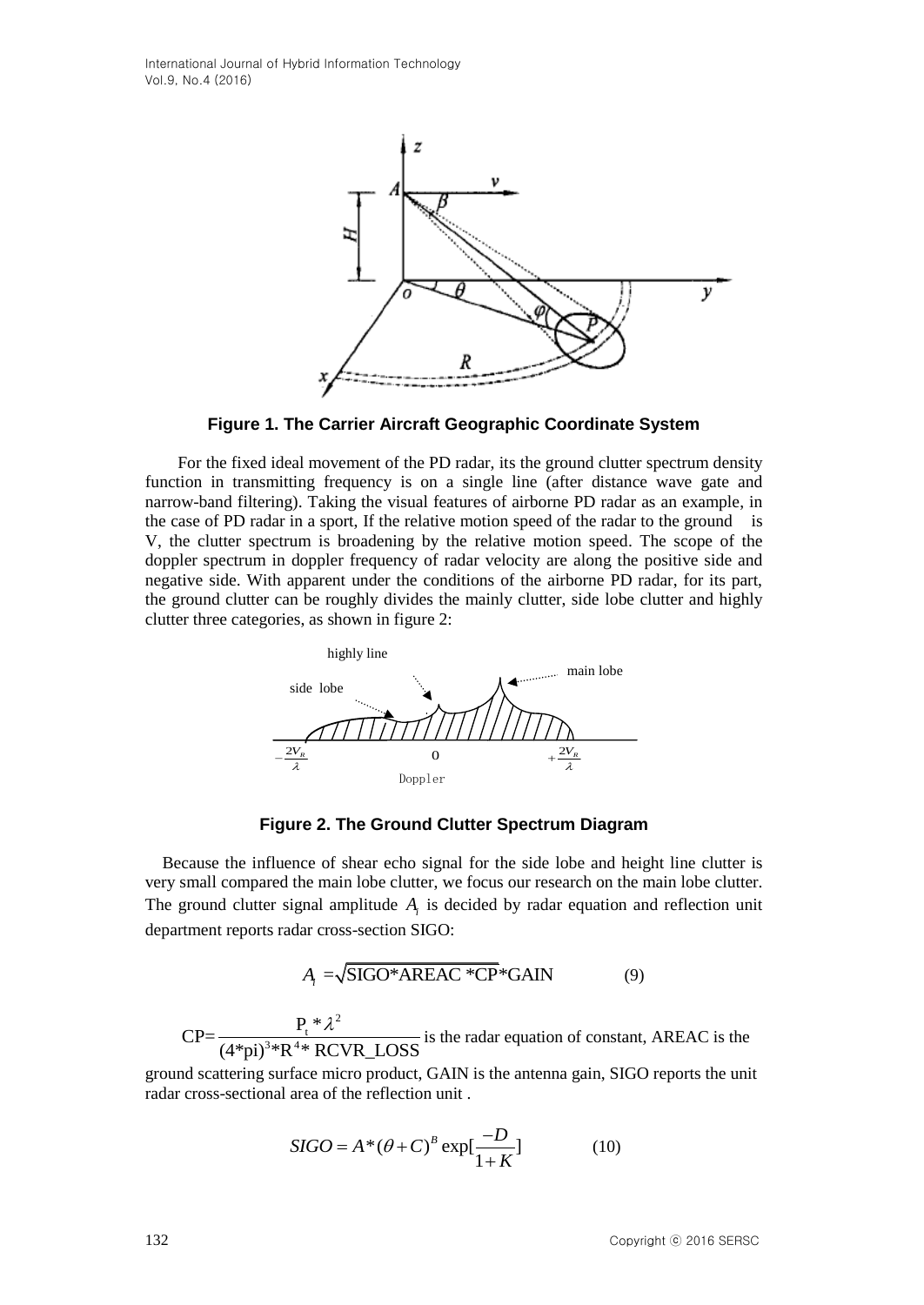Figure 1. The Carrier Aircraft Geographic Coordinate System

For the fixed ideal movement of the PD radar, its the ground clutter spectrum density function in transmitting frequency is on a single line (after distance wave gate and narrow-band filtering). Taking the visual features of airborne PD radar as an example, in the case of PD radar in a sport, If the relative motion speed of the radar to the ground is V, the clutter spectrum is broadening by the relative motion speed. The scope of the doppler spectrum in doppler frequency of radar velocity are along the positive side and negative side. With apparent under the conditions of the airborne PD radar, for its part, the ground clutter can be roughly divides the mainly clutter, side lobe clutter and highly clutter three categories, as shown in figure 2:

Figure 2. The Ground Clutter Spectrum Diagram

Because the influence of shear echo signal for the side lobe and height line clutter is very small compared the main lobe clutter, we focus our research on the main lobe clutter. The ground clutter signal amplitude $A_i$ is decided by radar equation and reflection unit department reports radar cross-section SIGO:

$$A_i = \sqrt{\text{SIGO*AREAC *CP}} \text{*GAIN} \qquad (9)$$

$\text{CP}=\dfrac{\text{P}_t * \lambda^2}{(4\text{*pi})^3 \text{*R}^4 \text{* RCVR\_LOSS}}$ is the radar equation of constant, AREAC is the ground scattering surface micro product, GAIN is the antenna gain, SIGO reports the unit radar cross-sectional area of the reflection unit .

$$SIGO = A*(\theta + C)^B \exp[\frac{-D}{1+K}] \qquad (10)$$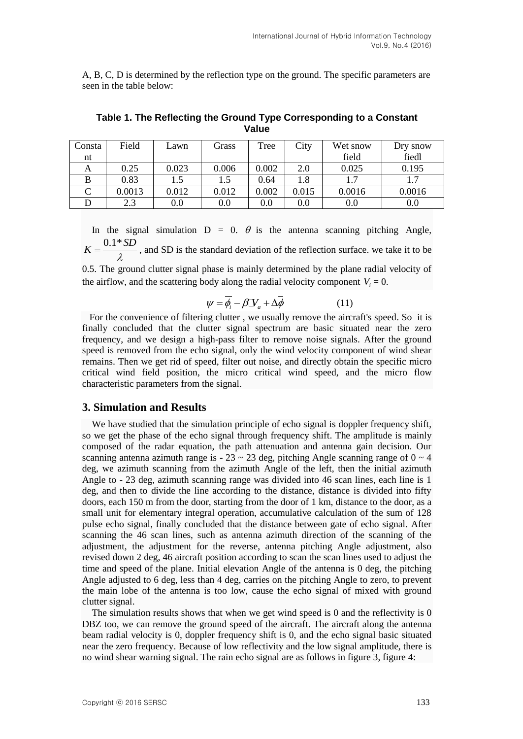A, B, C, D is determined by the reflection type on the ground. The specific parameters are seen in the table below:

**Table 1. The Reflecting the Ground Type Corresponding to a Constant Value**

| Constant | Field | Lawn | Grass | Tree | City | Wet snow field | Dry snow fiedl |
|---|---|---|---|---|---|---|---|
| A | 0.25 | 0.023 | 0.006 | 0.002 | 2.0 | 0.025 | 0.195 |
| B | 0.83 | 1.5 | 1.5 | 0.64 | 1.8 | 1.7 | 1.7 |
| C | 0.0013 | 0.012 | 0.012 | 0.002 | 0.015 | 0.0016 | 0.0016 |
| D | 2.3 | 0.0 | 0.0 | 0.0 | 0.0 | 0.0 | 0.0 |

In the signal simulation D = 0. $\theta$ is the antenna scanning pitching Angle, $K = \frac{0.1*SD}{\lambda}$, and SD is the standard deviation of the reflection surface. we take it to be 0.5. The ground clutter signal phase is mainly determined by the plane radial velocity of the airflow, and the scattering body along the radial velocity component $V_i = 0$.

$$\psi = \overline{\phi_i} - \beta V_a + \Delta\overline{\phi} \qquad (11)$$

For the convenience of filtering clutter , we usually remove the aircraft's speed. So it is finally concluded that the clutter signal spectrum are basic situated near the zero frequency, and we design a high-pass filter to remove noise signals. After the ground speed is removed from the echo signal, only the wind velocity component of wind shear remains. Then we get rid of speed, filter out noise, and directly obtain the specific micro critical wind field position, the micro critical wind speed, and the micro flow characteristic parameters from the signal.

## 3. Simulation and Results

We have studied that the simulation principle of echo signal is doppler frequency shift, so we get the phase of the echo signal through frequency shift. The amplitude is mainly composed of the radar equation, the path attenuation and antenna gain decision. Our scanning antenna azimuth range is - 23 ~ 23 deg, pitching Angle scanning range of 0 ~ 4 deg, we azimuth scanning from the azimuth Angle of the left, then the initial azimuth Angle to - 23 deg, azimuth scanning range was divided into 46 scan lines, each line is 1 deg, and then to divide the line according to the distance, distance is divided into fifty doors, each 150 m from the door, starting from the door of 1 km, distance to the door, as a small unit for elementary integral operation, accumulative calculation of the sum of 128 pulse echo signal, finally concluded that the distance between gate of echo signal. After scanning the 46 scan lines, such as antenna azimuth direction of the scanning of the adjustment, the adjustment for the reverse, antenna pitching Angle adjustment, also revised down 2 deg, 46 aircraft position according to scan the scan lines used to adjust the time and speed of the plane. Initial elevation Angle of the antenna is 0 deg, the pitching Angle adjusted to 6 deg, less than 4 deg, carries on the pitching Angle to zero, to prevent the main lobe of the antenna is too low, cause the echo signal of mixed with ground clutter signal.

The simulation results shows that when we get wind speed is 0 and the reflectivity is 0 DBZ too, we can remove the ground speed of the aircraft. The aircraft along the antenna beam radial velocity is 0, doppler frequency shift is 0, and the echo signal basic situated near the zero frequency. Because of low reflectivity and the low signal amplitude, there is no wind shear warning signal. The rain echo signal are as follows in figure 3, figure 4: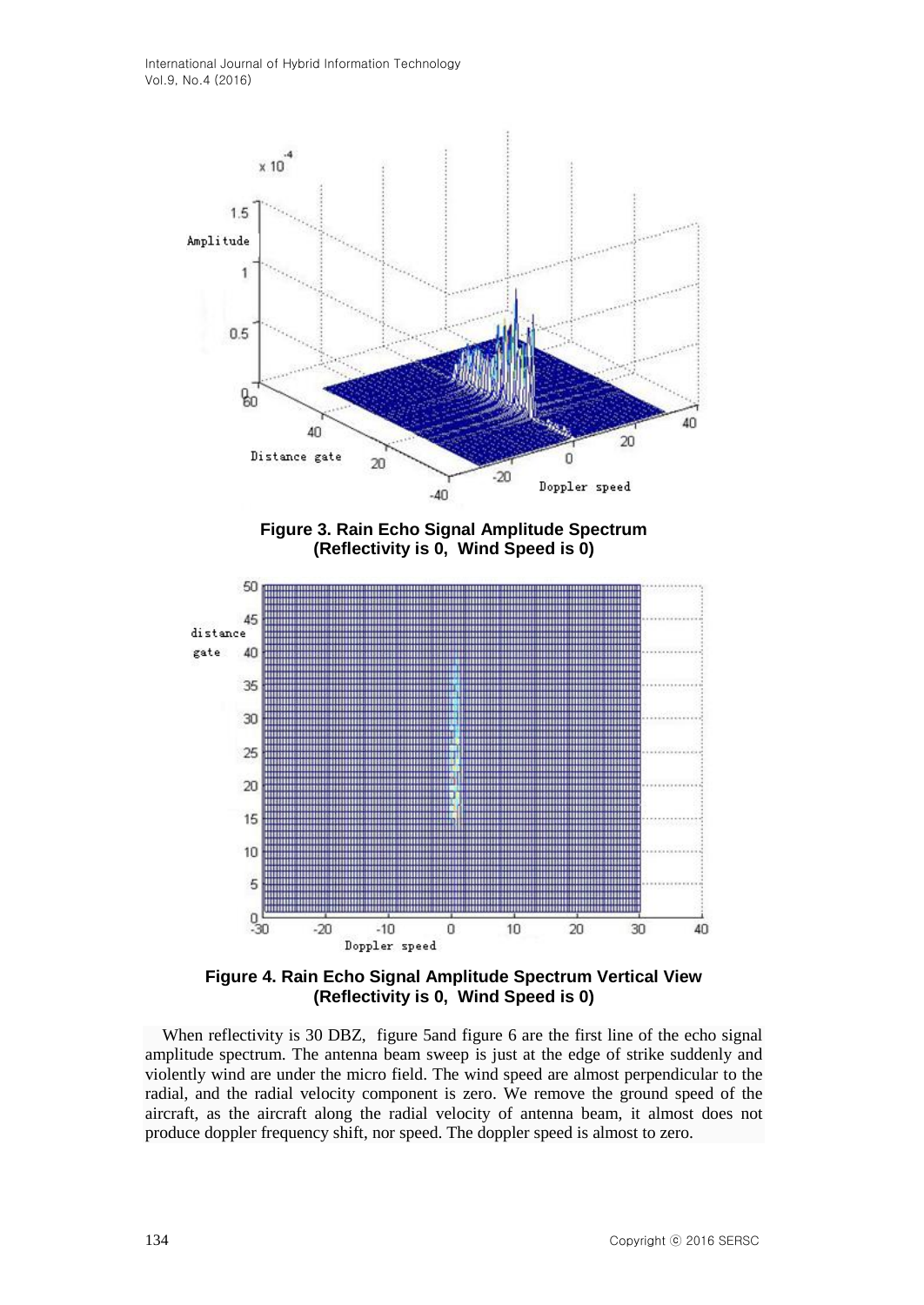**Figure 3. Rain Echo Signal Amplitude Spectrum (Reflectivity is 0, Wind Speed is 0)**

**Figure 4. Rain Echo Signal Amplitude Spectrum Vertical View (Reflectivity is 0, Wind Speed is 0)**

When reflectivity is 30 DBZ, figure 5and figure 6 are the first line of the echo signal amplitude spectrum. The antenna beam sweep is just at the edge of strike suddenly and violently wind are under the micro field. The wind speed are almost perpendicular to the radial, and the radial velocity component is zero. We remove the ground speed of the aircraft, as the aircraft along the radial velocity of antenna beam, it almost does not produce doppler frequency shift, nor speed. The doppler speed is almost to zero.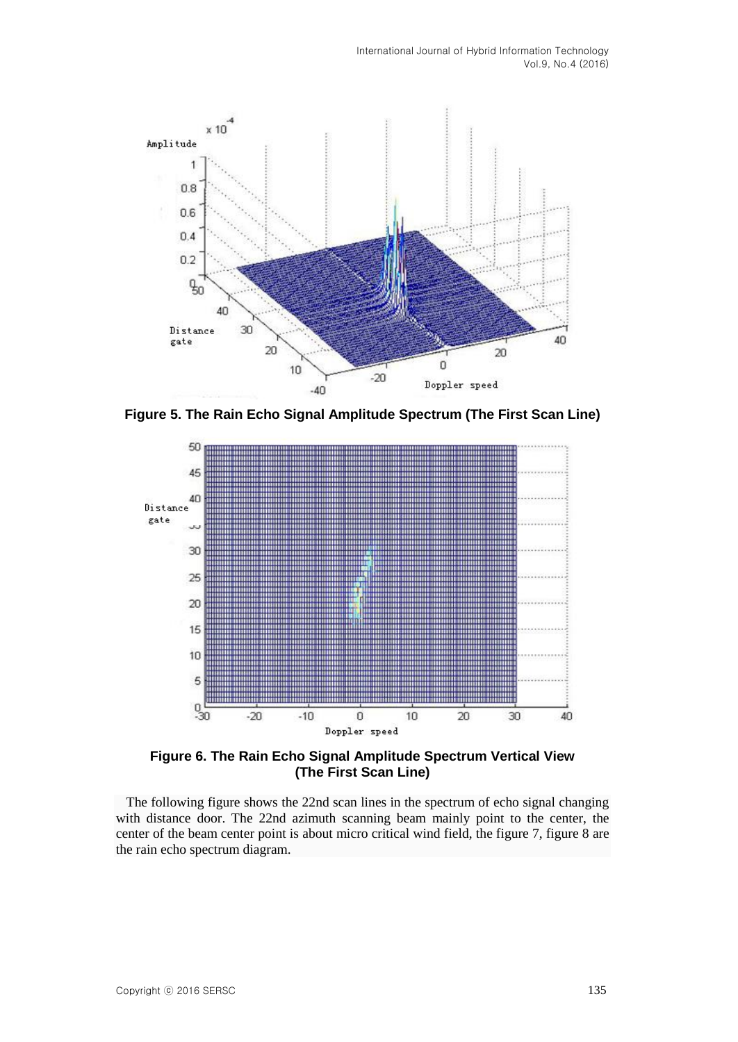**Figure 5. The Rain Echo Signal Amplitude Spectrum (The First Scan Line)**

**Figure 6. The Rain Echo Signal Amplitude Spectrum Vertical View (The First Scan Line)**

The following figure shows the 22nd scan lines in the spectrum of echo signal changing with distance door. The 22nd azimuth scanning beam mainly point to the center, the center of the beam center point is about micro critical wind field, the figure 7, figure 8 are the rain echo spectrum diagram.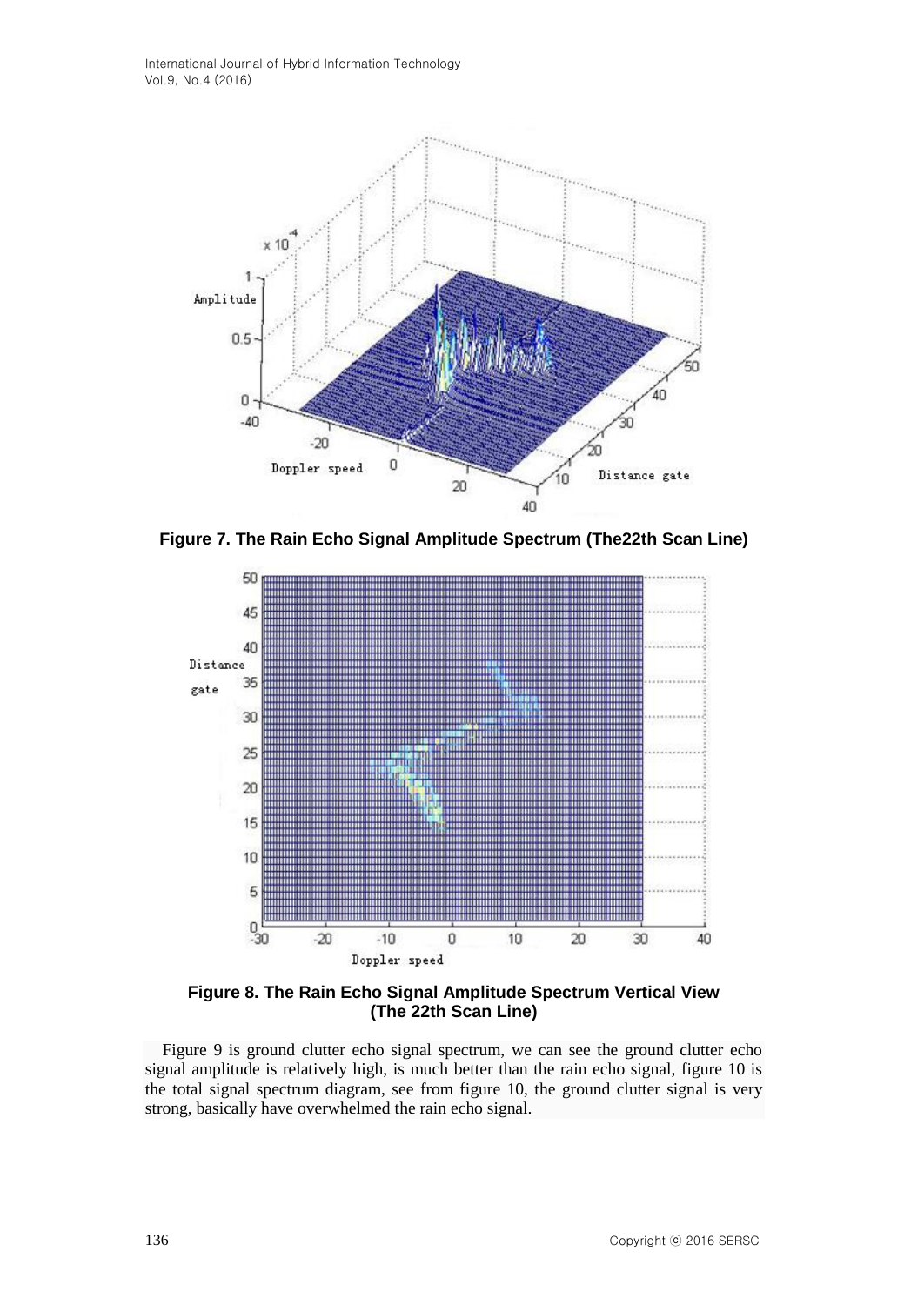**Figure 7. The Rain Echo Signal Amplitude Spectrum (The22th Scan Line)**

**Figure 8. The Rain Echo Signal Amplitude Spectrum Vertical View (The 22th Scan Line)**

Figure 9 is ground clutter echo signal spectrum, we can see the ground clutter echo signal amplitude is relatively high, is much better than the rain echo signal, figure 10 is the total signal spectrum diagram, see from figure 10, the ground clutter signal is very strong, basically have overwhelmed the rain echo signal.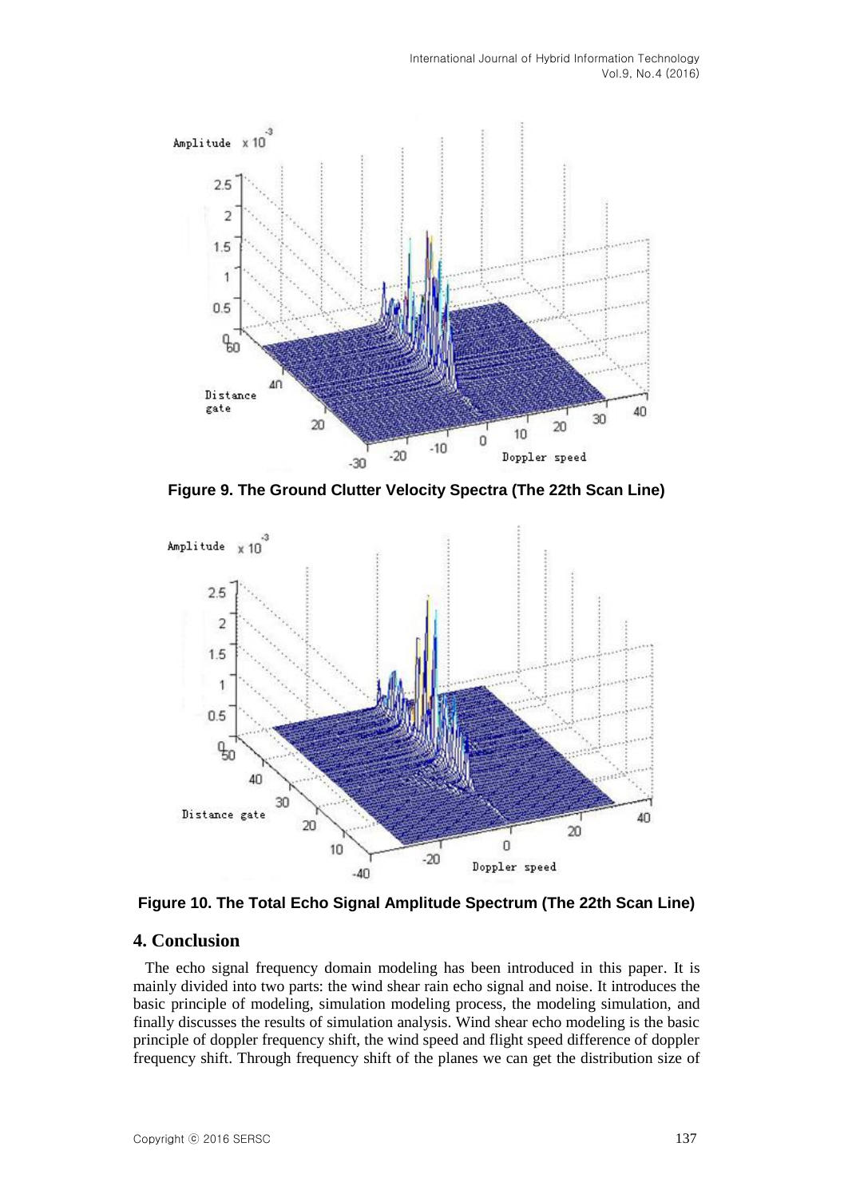Figure 9. The Ground Clutter Velocity Spectra (The 22th Scan Line)

Figure 10. The Total Echo Signal Amplitude Spectrum (The 22th Scan Line)

## 4. Conclusion

The echo signal frequency domain modeling has been introduced in this paper. It is mainly divided into two parts: the wind shear rain echo signal and noise. It introduces the basic principle of modeling, simulation modeling process, the modeling simulation, and finally discusses the results of simulation analysis. Wind shear echo modeling is the basic principle of doppler frequency shift, the wind speed and flight speed difference of doppler frequency shift. Through frequency shift of the planes we can get the distribution size of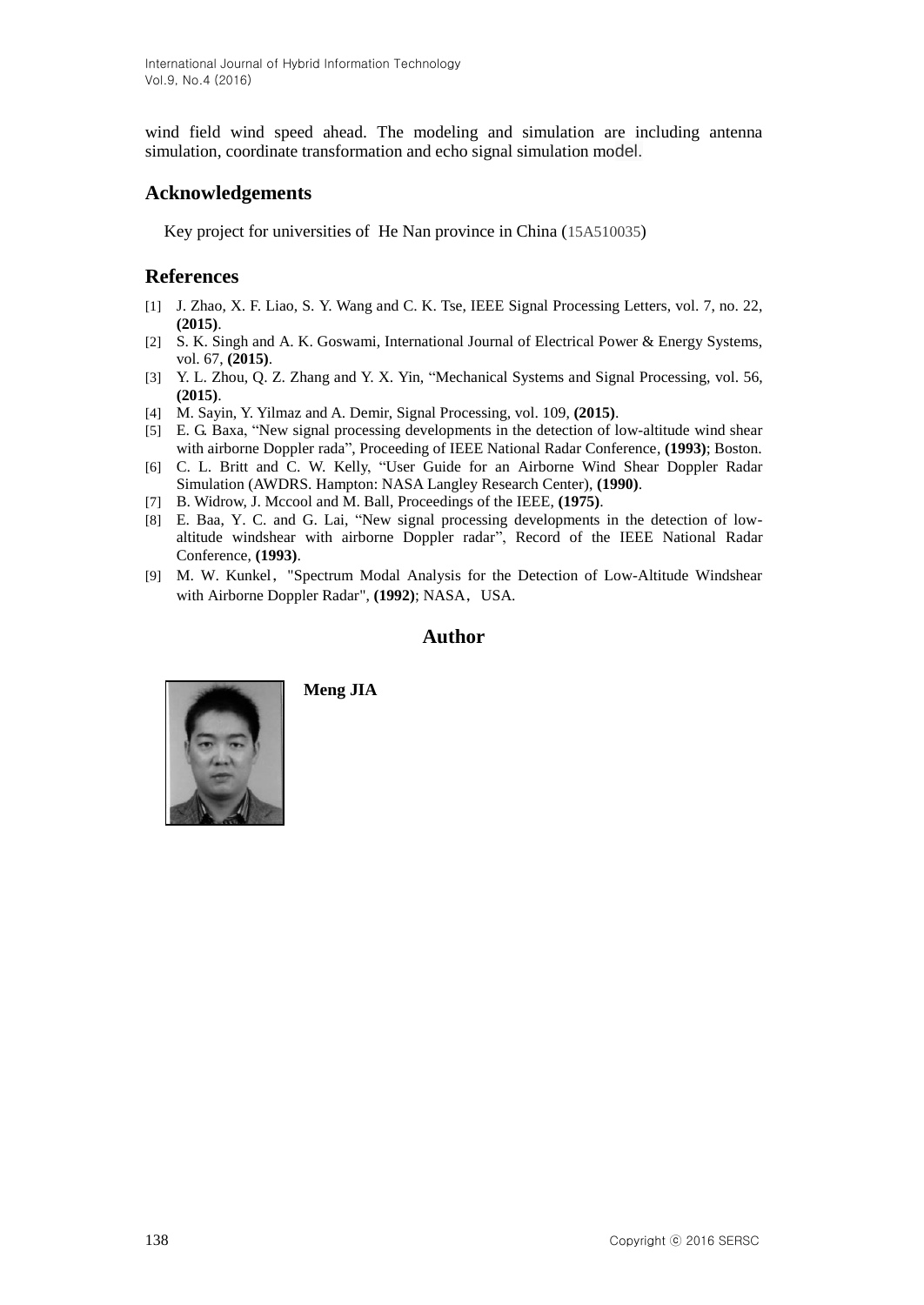wind field wind speed ahead. The modeling and simulation are including antenna simulation, coordinate transformation and echo signal simulation model.

## Acknowledgements

Key project for universities of He Nan province in China (15A510035)

## References

[1] J. Zhao, X. F. Liao, S. Y. Wang and C. K. Tse, IEEE Signal Processing Letters, vol. 7, no. 22, **(2015)**.

[2] S. K. Singh and A. K. Goswami, International Journal of Electrical Power & Energy Systems, vol. 67, **(2015)**.

[3] Y. L. Zhou, Q. Z. Zhang and Y. X. Yin, "Mechanical Systems and Signal Processing, vol. 56, **(2015)**.

[4] M. Sayin, Y. Yilmaz and A. Demir, Signal Processing, vol. 109, **(2015)**.

[5] E. G. Baxa, "New signal processing developments in the detection of low-altitude wind shear with airborne Doppler rada", Proceeding of IEEE National Radar Conference, **(1993)**; Boston.

[6] C. L. Britt and C. W. Kelly, "User Guide for an Airborne Wind Shear Doppler Radar Simulation (AWDRS. Hampton: NASA Langley Research Center), **(1990)**.

[7] B. Widrow, J. Mccool and M. Ball, Proceedings of the IEEE, **(1975)**.

[8] E. Baa, Y. C. and G. Lai, "New signal processing developments in the detection of low-altitude windshear with airborne Doppler radar", Record of the IEEE National Radar Conference, **(1993)**.

[9] M. W. Kunkel, "Spectrum Modal Analysis for the Detection of Low-Altitude Windshear with Airborne Doppler Radar", **(1992)**; NASA, USA.

## Author

**Meng JIA**